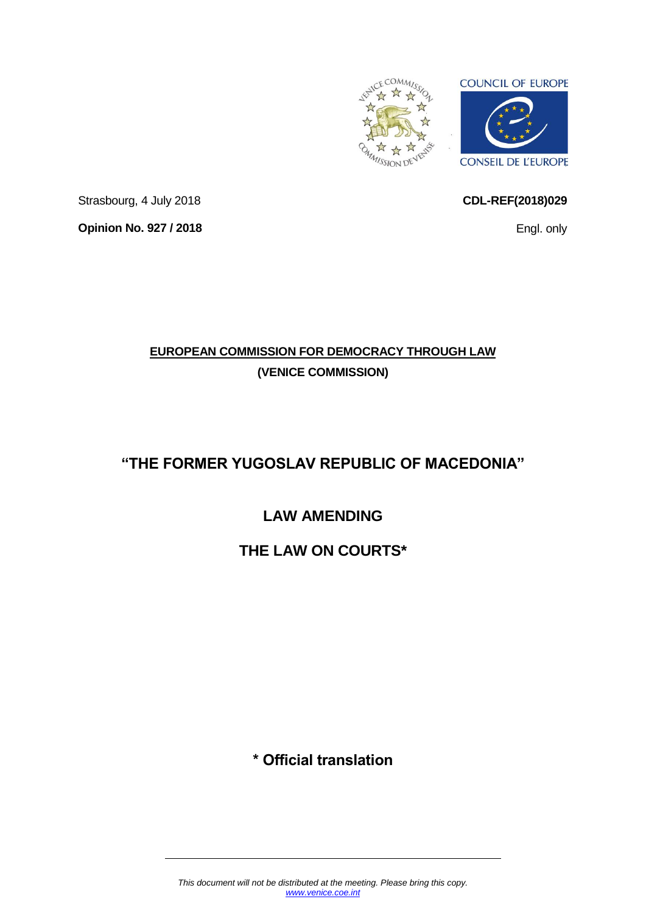Strasbourg, 4 July 2018

**CDL-REF(2018)029**

**Opinion No. 927 / 2018**

Engl. only

**EUROPEAN COMMISSION FOR DEMOCRACY THROUGH LAW**

**(VENICE COMMISSION)**

# "THE FORMER YUGOSLAV REPUBLIC OF MACEDONIA"

## LAW AMENDING

## THE LAW ON COURTS*

**\* Official translation**

*This document will not be distributed at the meeting. Please bring this copy.*
*www.venice.coe.int*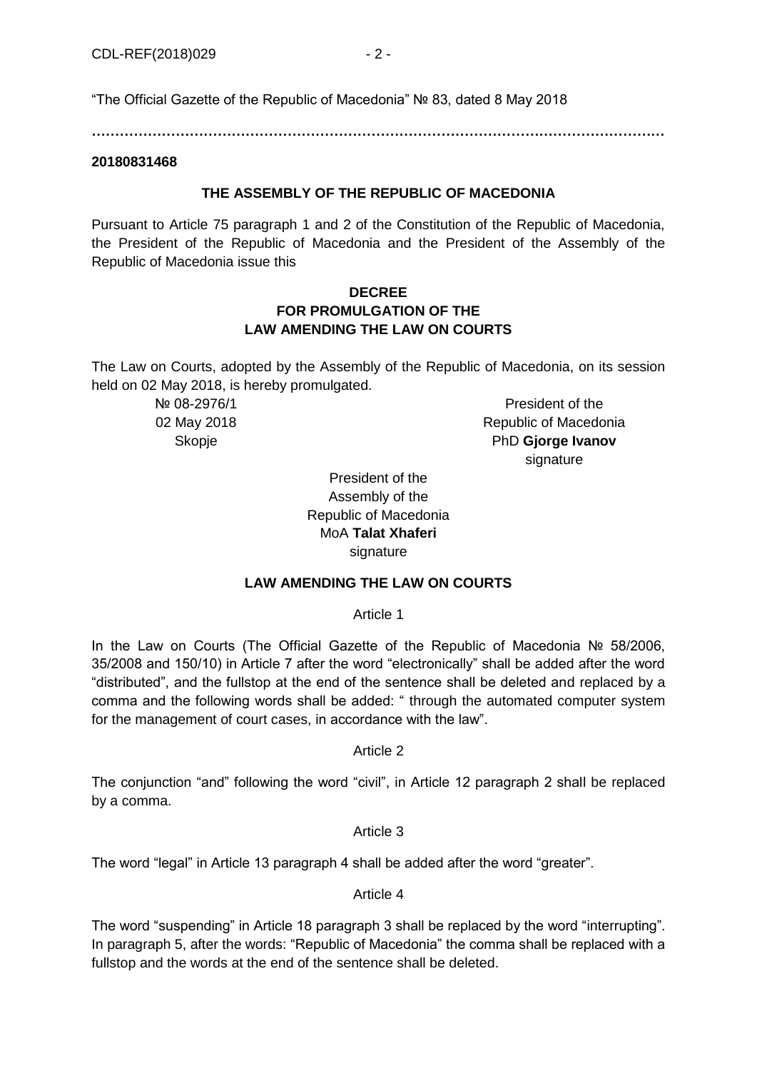"The Official Gazette of the Republic of Macedonia" № 83, dated 8 May 2018

………………………………………………………………………………………………………………

**20180831468**

**THE ASSEMBLY OF THE REPUBLIC OF MACEDONIA**

Pursuant to Article 75 paragraph 1 and 2 of the Constitution of the Republic of Macedonia, the President of the Republic of Macedonia and the President of the Assembly of the Republic of Macedonia issue this

**DECREE**
**FOR PROMULGATION OF THE**
**LAW AMENDING THE LAW ON COURTS**

The Law on Courts, adopted by the Assembly of the Republic of Macedonia, on its session held on 02 May 2018, is hereby promulgated.

№ 08-2976/1
02 May 2018
Skopje

President of the
Republic of Macedonia
PhD **Gjorge Ivanov**
signature

President of the
Assembly of the
Republic of Macedonia
MoA **Talat Xhaferi**
signature

**LAW AMENDING THE LAW ON COURTS**

Article 1

In the Law on Courts (The Official Gazette of the Republic of Macedonia № 58/2006, 35/2008 and 150/10) in Article 7 after the word "electronically" shall be added after the word "distributed", and the fullstop at the end of the sentence shall be deleted and replaced by a comma and the following words shall be added: " through the automated computer system for the management of court cases, in accordance with the law".

Article 2

The conjunction "and" following the word "civil", in Article 12 paragraph 2 shall be replaced by a comma.

Article 3

The word "legal" in Article 13 paragraph 4 shall be added after the word "greater".

Article 4

The word "suspending" in Article 18 paragraph 3 shall be replaced by the word "interrupting". In paragraph 5, after the words: "Republic of Macedonia" the comma shall be replaced with a fullstop and the words at the end of the sentence shall be deleted.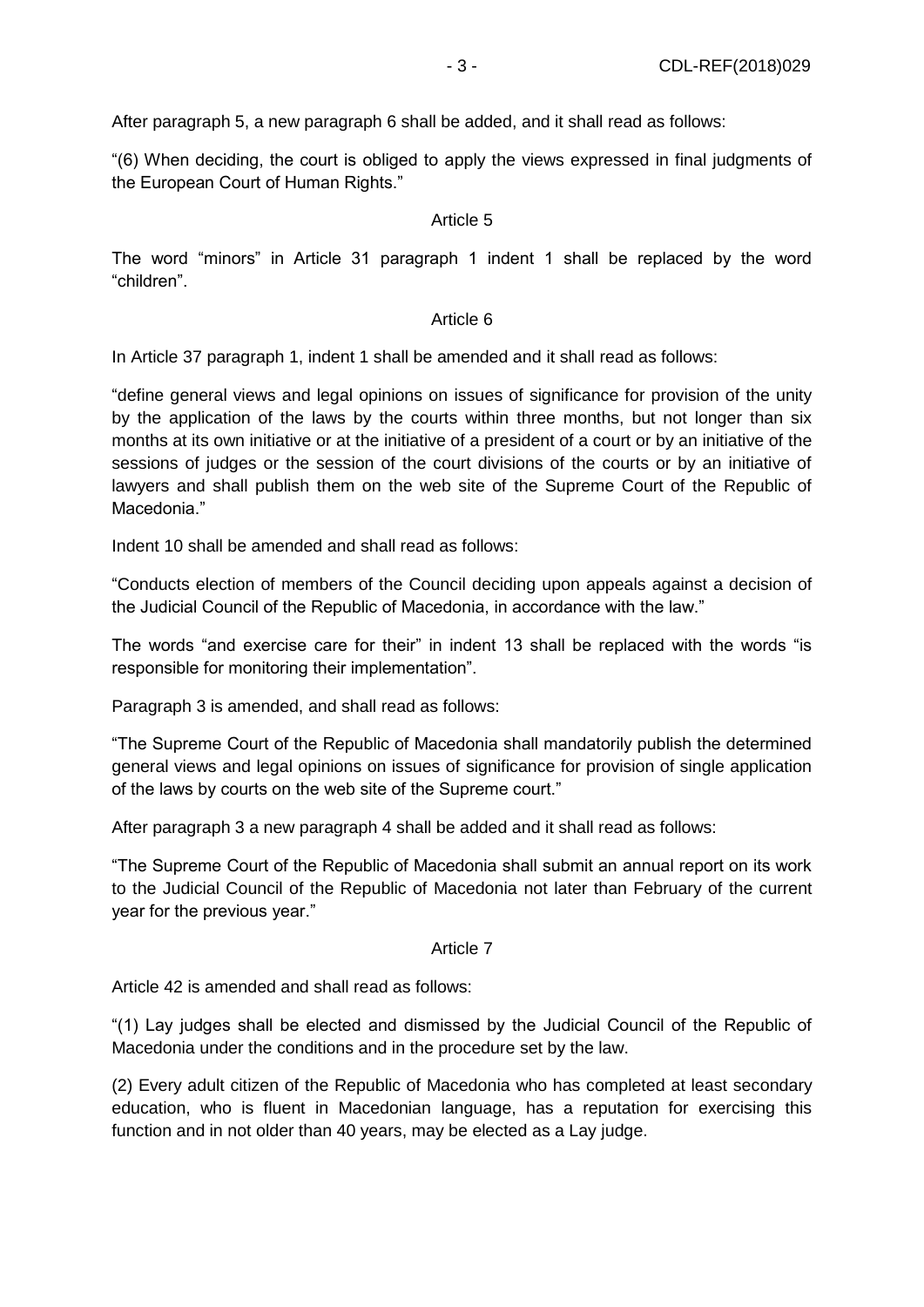After paragraph 5, a new paragraph 6 shall be added, and it shall read as follows:

"(6) When deciding, the court is obliged to apply the views expressed in final judgments of the European Court of Human Rights."

Article 5

The word "minors" in Article 31 paragraph 1 indent 1 shall be replaced by the word "children".

Article 6

In Article 37 paragraph 1, indent 1 shall be amended and it shall read as follows:

"define general views and legal opinions on issues of significance for provision of the unity by the application of the laws by the courts within three months, but not longer than six months at its own initiative or at the initiative of a president of a court or by an initiative of the sessions of judges or the session of the court divisions of the courts or by an initiative of lawyers and shall publish them on the web site of the Supreme Court of the Republic of Macedonia."

Indent 10 shall be amended and shall read as follows:

"Conducts election of members of the Council deciding upon appeals against a decision of the Judicial Council of the Republic of Macedonia, in accordance with the law."

The words "and exercise care for their" in indent 13 shall be replaced with the words "is responsible for monitoring their implementation".

Paragraph 3 is amended, and shall read as follows:

"The Supreme Court of the Republic of Macedonia shall mandatorily publish the determined general views and legal opinions on issues of significance for provision of single application of the laws by courts on the web site of the Supreme court."

After paragraph 3 a new paragraph 4 shall be added and it shall read as follows:

"The Supreme Court of the Republic of Macedonia shall submit an annual report on its work to the Judicial Council of the Republic of Macedonia not later than February of the current year for the previous year."

Article 7

Article 42 is amended and shall read as follows:

"(1) Lay judges shall be elected and dismissed by the Judicial Council of the Republic of Macedonia under the conditions and in the procedure set by the law.

(2) Every adult citizen of the Republic of Macedonia who has completed at least secondary education, who is fluent in Macedonian language, has a reputation for exercising this function and in not older than 40 years, may be elected as a Lay judge.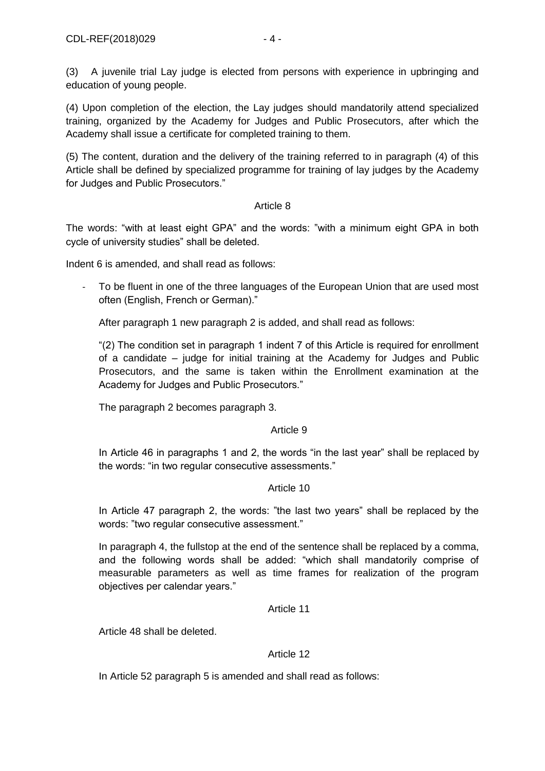(3) A juvenile trial Lay judge is elected from persons with experience in upbringing and education of young people.

(4) Upon completion of the election, the Lay judges should mandatorily attend specialized training, organized by the Academy for Judges and Public Prosecutors, after which the Academy shall issue a certificate for completed training to them.

(5) The content, duration and the delivery of the training referred to in paragraph (4) of this Article shall be defined by specialized programme for training of lay judges by the Academy for Judges and Public Prosecutors."

Article 8

The words: "with at least eight GPA" and the words: "with a minimum eight GPA in both cycle of university studies" shall be deleted.

Indent 6 is amended, and shall read as follows:

- To be fluent in one of the three languages of the European Union that are used most often (English, French or German)."

After paragraph 1 new paragraph 2 is added, and shall read as follows:

"(2) The condition set in paragraph 1 indent 7 of this Article is required for enrollment of a candidate – judge for initial training at the Academy for Judges and Public Prosecutors, and the same is taken within the Enrollment examination at the Academy for Judges and Public Prosecutors."

The paragraph 2 becomes paragraph 3.

Article 9

In Article 46 in paragraphs 1 and 2, the words "in the last year" shall be replaced by the words: "in two regular consecutive assessments."

Article 10

In Article 47 paragraph 2, the words: "the last two years" shall be replaced by the words: "two regular consecutive assessment."

In paragraph 4, the fullstop at the end of the sentence shall be replaced by a comma, and the following words shall be added: "which shall mandatorily comprise of measurable parameters as well as time frames for realization of the program objectives per calendar years."

Article 11

Article 48 shall be deleted.

Article 12

In Article 52 paragraph 5 is amended and shall read as follows: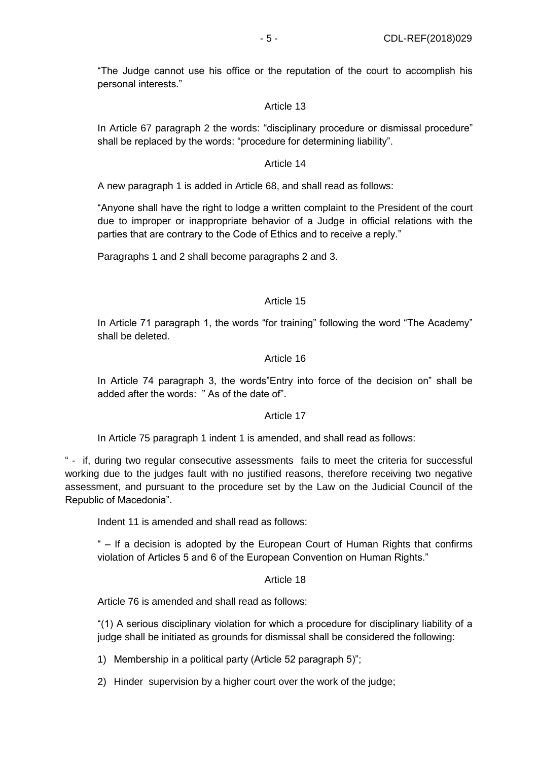"The Judge cannot use his office or the reputation of the court to accomplish his personal interests."

Article 13

In Article 67 paragraph 2 the words: "disciplinary procedure or dismissal procedure" shall be replaced by the words: "procedure for determining liability".

Article 14

A new paragraph 1 is added in Article 68, and shall read as follows:

"Anyone shall have the right to lodge a written complaint to the President of the court due to improper or inappropriate behavior of a Judge in official relations with the parties that are contrary to the Code of Ethics and to receive a reply."

Paragraphs 1 and 2 shall become paragraphs 2 and 3.

Article 15

In Article 71 paragraph 1, the words "for training" following the word "The Academy" shall be deleted.

Article 16

In Article 74 paragraph 3, the words"Entry into force of the decision on" shall be added after the words: " As of the date of".

Article 17

In Article 75 paragraph 1 indent 1 is amended, and shall read as follows:

" - if, during two regular consecutive assessments fails to meet the criteria for successful working due to the judges fault with no justified reasons, therefore receiving two negative assessment, and pursuant to the procedure set by the Law on the Judicial Council of the Republic of Macedonia".

Indent 11 is amended and shall read as follows:

" – If a decision is adopted by the European Court of Human Rights that confirms violation of Articles 5 and 6 of the European Convention on Human Rights."

Article 18

Article 76 is amended and shall read as follows:

"(1) A serious disciplinary violation for which a procedure for disciplinary liability of a judge shall be initiated as grounds for dismissal shall be considered the following:

1) Membership in a political party (Article 52 paragraph 5)";

2) Hinder supervision by a higher court over the work of the judge;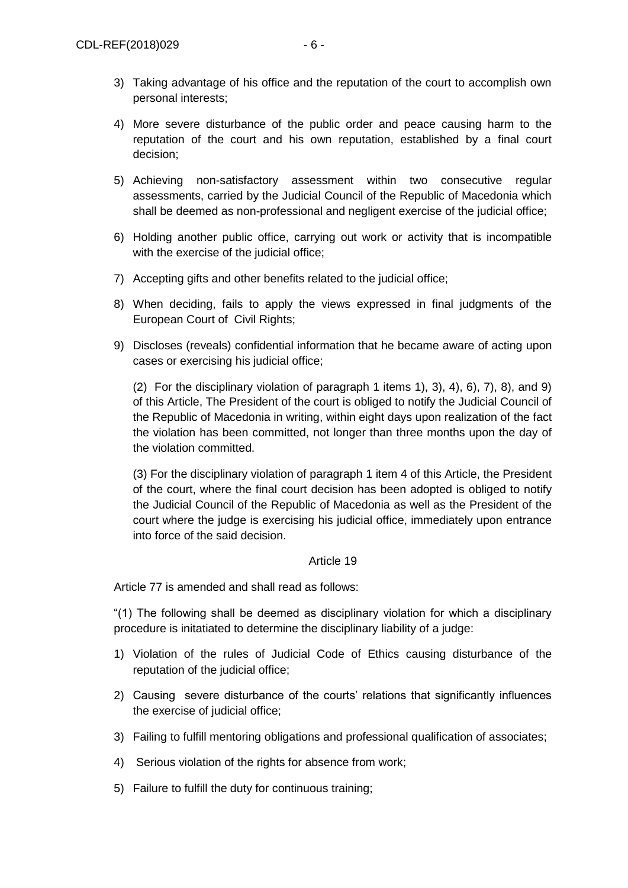3) Taking advantage of his office and the reputation of the court to accomplish own personal interests;

4) More severe disturbance of the public order and peace causing harm to the reputation of the court and his own reputation, established by a final court decision;

5) Achieving non-satisfactory assessment within two consecutive regular assessments, carried by the Judicial Council of the Republic of Macedonia which shall be deemed as non-professional and negligent exercise of the judicial office;

6) Holding another public office, carrying out work or activity that is incompatible with the exercise of the judicial office;

7) Accepting gifts and other benefits related to the judicial office;

8) When deciding, fails to apply the views expressed in final judgments of the European Court of Civil Rights;

9) Discloses (reveals) confidential information that he became aware of acting upon cases or exercising his judicial office;

(2) For the disciplinary violation of paragraph 1 items 1), 3), 4), 6), 7), 8), and 9) of this Article, The President of the court is obliged to notify the Judicial Council of the Republic of Macedonia in writing, within eight days upon realization of the fact the violation has been committed, not longer than three months upon the day of the violation committed.

(3) For the disciplinary violation of paragraph 1 item 4 of this Article, the President of the court, where the final court decision has been adopted is obliged to notify the Judicial Council of the Republic of Macedonia as well as the President of the court where the judge is exercising his judicial office, immediately upon entrance into force of the said decision.

Article 19

Article 77 is amended and shall read as follows:

"(1) The following shall be deemed as disciplinary violation for which a disciplinary procedure is initatiated to determine the disciplinary liability of a judge:

1) Violation of the rules of Judicial Code of Ethics causing disturbance of the reputation of the judicial office;

2) Causing severe disturbance of the courts' relations that significantly influences the exercise of judicial office;

3) Failing to fulfill mentoring obligations and professional qualification of associates;

4) Serious violation of the rights for absence from work;

5) Failure to fulfill the duty for continuous training;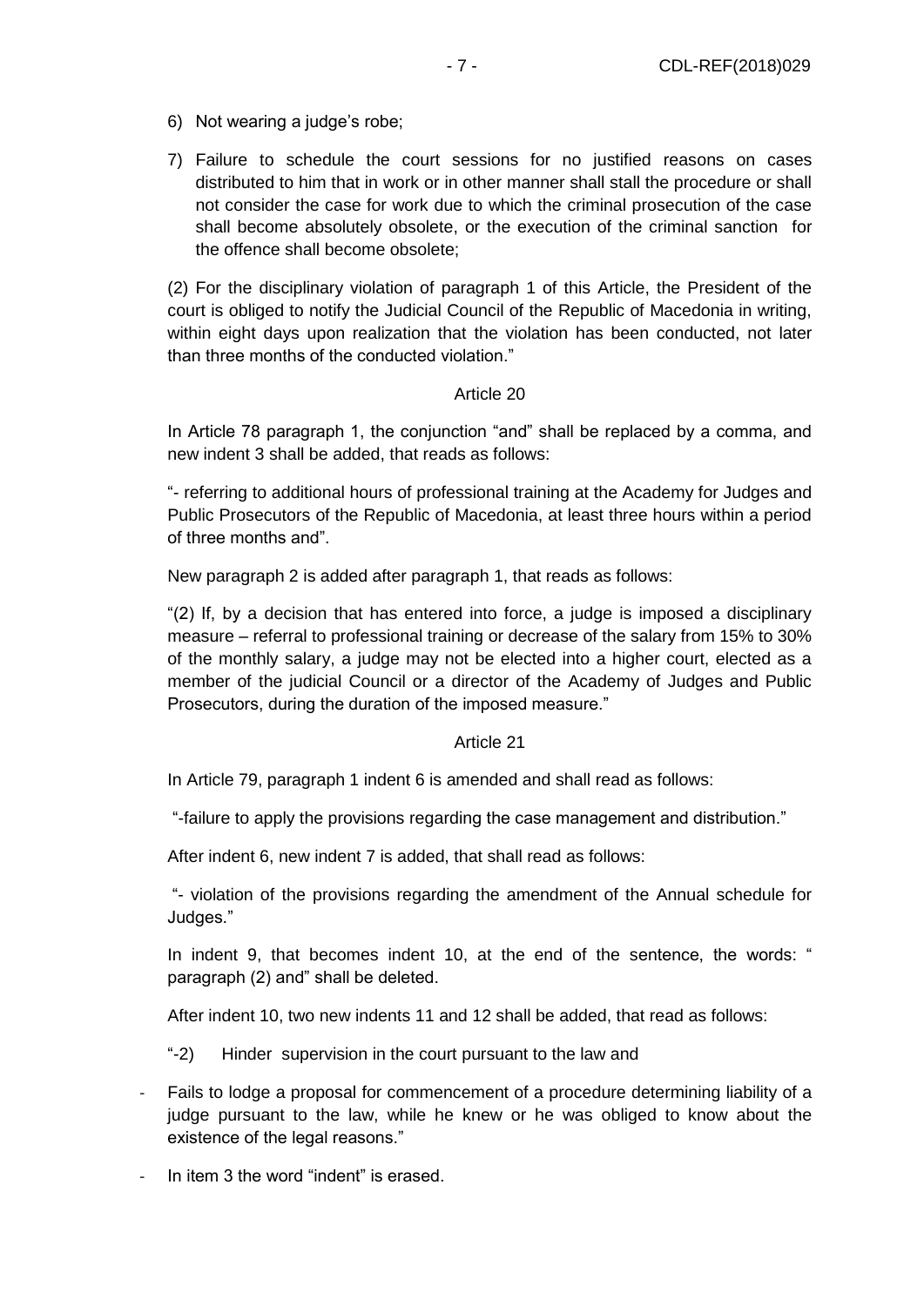6) Not wearing a judge's robe;

7) Failure to schedule the court sessions for no justified reasons on cases distributed to him that in work or in other manner shall stall the procedure or shall not consider the case for work due to which the criminal prosecution of the case shall become absolutely obsolete, or the execution of the criminal sanction for the offence shall become obsolete;

(2) For the disciplinary violation of paragraph 1 of this Article, the President of the court is obliged to notify the Judicial Council of the Republic of Macedonia in writing, within eight days upon realization that the violation has been conducted, not later than three months of the conducted violation."

Article 20

In Article 78 paragraph 1, the conjunction "and" shall be replaced by a comma, and new indent 3 shall be added, that reads as follows:

"- referring to additional hours of professional training at the Academy for Judges and Public Prosecutors of the Republic of Macedonia, at least three hours within a period of three months and".

New paragraph 2 is added after paragraph 1, that reads as follows:

"(2) If, by a decision that has entered into force, a judge is imposed a disciplinary measure – referral to professional training or decrease of the salary from 15% to 30% of the monthly salary, a judge may not be elected into a higher court, elected as a member of the judicial Council or a director of the Academy of Judges and Public Prosecutors, during the duration of the imposed measure."

Article 21

In Article 79, paragraph 1 indent 6 is amended and shall read as follows:

"-failure to apply the provisions regarding the case management and distribution."

After indent 6, new indent 7 is added, that shall read as follows:

"- violation of the provisions regarding the amendment of the Annual schedule for Judges."

In indent 9, that becomes indent 10, at the end of the sentence, the words: " paragraph (2) and" shall be deleted.

After indent 10, two new indents 11 and 12 shall be added, that read as follows:

"-2) Hinder supervision in the court pursuant to the law and

- Fails to lodge a proposal for commencement of a procedure determining liability of a judge pursuant to the law, while he knew or he was obliged to know about the existence of the legal reasons."
- In item 3 the word "indent" is erased.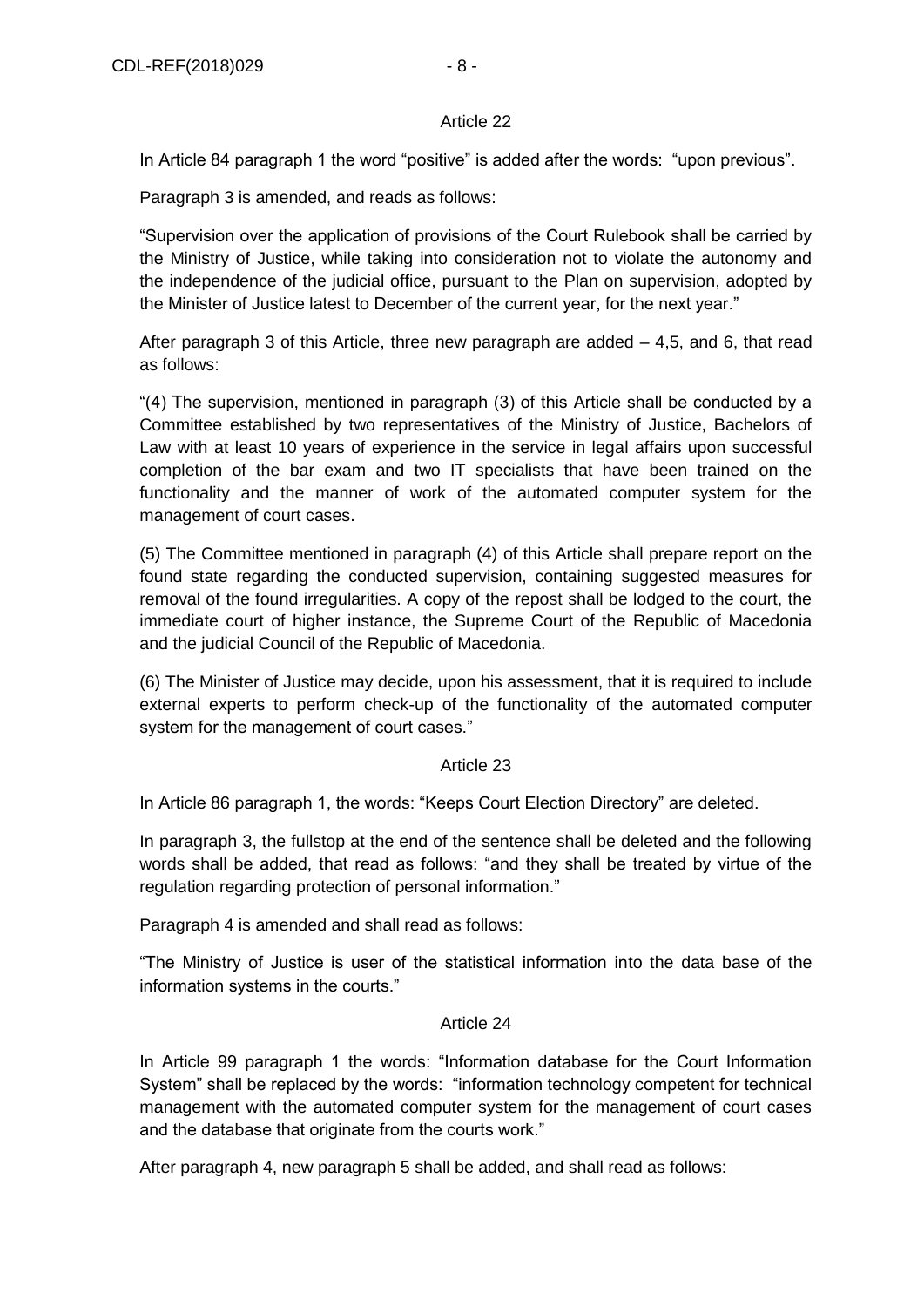Article 22

In Article 84 paragraph 1 the word "positive" is added after the words: "upon previous".

Paragraph 3 is amended, and reads as follows:

"Supervision over the application of provisions of the Court Rulebook shall be carried by the Ministry of Justice, while taking into consideration not to violate the autonomy and the independence of the judicial office, pursuant to the Plan on supervision, adopted by the Minister of Justice latest to December of the current year, for the next year."

After paragraph 3 of this Article, three new paragraph are added – 4,5, and 6, that read as follows:

"(4) The supervision, mentioned in paragraph (3) of this Article shall be conducted by a Committee established by two representatives of the Ministry of Justice, Bachelors of Law with at least 10 years of experience in the service in legal affairs upon successful completion of the bar exam and two IT specialists that have been trained on the functionality and the manner of work of the automated computer system for the management of court cases.

(5) The Committee mentioned in paragraph (4) of this Article shall prepare report on the found state regarding the conducted supervision, containing suggested measures for removal of the found irregularities. A copy of the repost shall be lodged to the court, the immediate court of higher instance, the Supreme Court of the Republic of Macedonia and the judicial Council of the Republic of Macedonia.

(6) The Minister of Justice may decide, upon his assessment, that it is required to include external experts to perform check-up of the functionality of the automated computer system for the management of court cases."

Article 23

In Article 86 paragraph 1, the words: "Keeps Court Election Directory" are deleted.

In paragraph 3, the fullstop at the end of the sentence shall be deleted and the following words shall be added, that read as follows: "and they shall be treated by virtue of the regulation regarding protection of personal information."

Paragraph 4 is amended and shall read as follows:

"The Ministry of Justice is user of the statistical information into the data base of the information systems in the courts."

Article 24

In Article 99 paragraph 1 the words: "Information database for the Court Information System" shall be replaced by the words: "information technology competent for technical management with the automated computer system for the management of court cases and the database that originate from the courts work."

After paragraph 4, new paragraph 5 shall be added, and shall read as follows: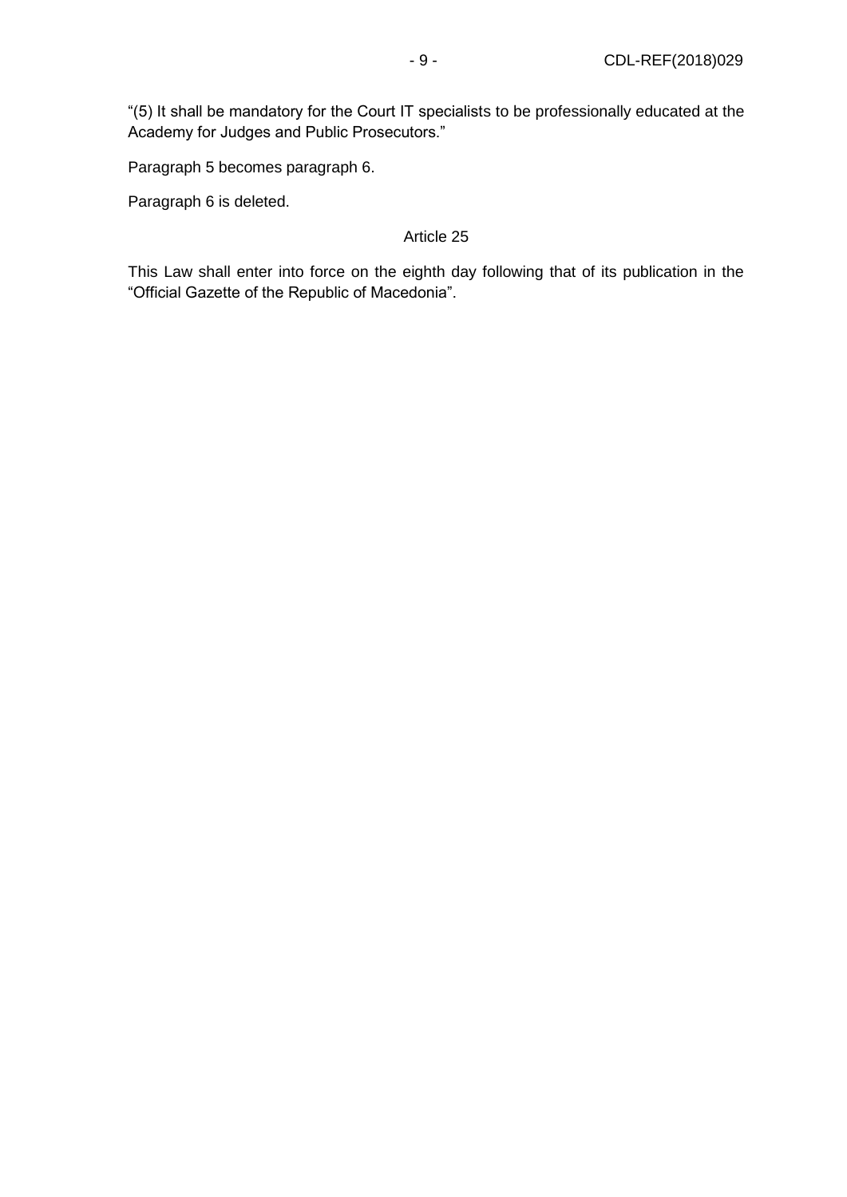“(5) It shall be mandatory for the Court IT specialists to be professionally educated at the Academy for Judges and Public Prosecutors.”

Paragraph 5 becomes paragraph 6.

Paragraph 6 is deleted.

Article 25

This Law shall enter into force on the eighth day following that of its publication in the “Official Gazette of the Republic of Macedonia”.